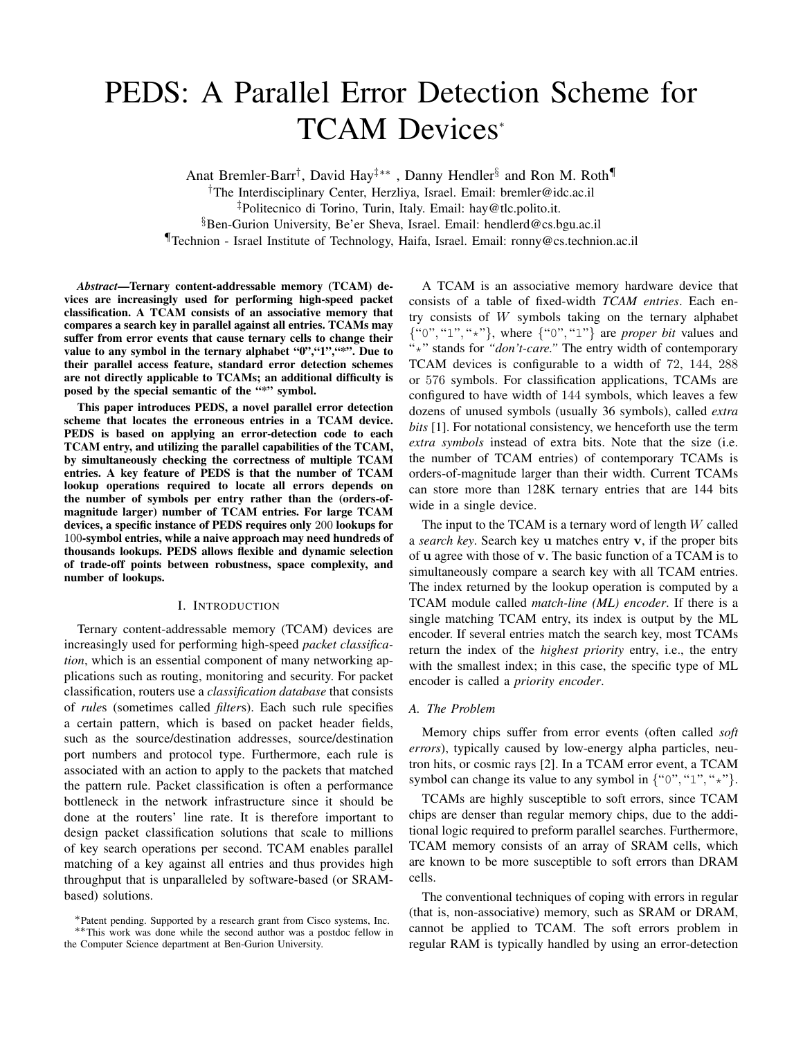# PEDS: A Parallel Error Detection Scheme for TCAM Devices*

Anat Bremler-Barr[†], David Hay[‡**], Danny Hendler[§] and Ron M. Roth[¶]

[†]The Interdisciplinary Center, Herzliya, Israel. Email: bremler@idc.ac.il

[‡]Politecnico di Torino, Turin, Italy. Email: hay@tlc.polito.it.

[§]Ben-Gurion University, Be'er Sheva, Israel. Email: hendlerd@cs.bgu.ac.il

[¶]Technion - Israel Institute of Technology, Haifa, Israel. Email: ronny@cs.technion.ac.il

***Abstract*—Ternary content-addressable memory (TCAM) devices are increasingly used for performing high-speed packet classification. A TCAM consists of an associative memory that compares a search key in parallel against all entries. TCAMs may suffer from error events that cause ternary cells to change their value to any symbol in the ternary alphabet "0","1","*". Due to their parallel access feature, standard error detection schemes are not directly applicable to TCAMs; an additional difficulty is posed by the special semantic of the "*" symbol.**

**This paper introduces PEDS, a novel parallel error detection scheme that locates the erroneous entries in a TCAM device. PEDS is based on applying an error-detection code to each TCAM entry, and utilizing the parallel capabilities of the TCAM, by simultaneously checking the correctness of multiple TCAM entries. A key feature of PEDS is that the number of TCAM lookup operations required to locate all errors depends on the number of symbols per entry rather than the (orders-of-magnitude larger) number of TCAM entries. For large TCAM devices, a specific instance of PEDS requires only 200 lookups for 100-symbol entries, while a naive approach may need hundreds of thousands lookups. PEDS allows flexible and dynamic selection of trade-off points between robustness, space complexity, and number of lookups.**

## I. Introduction

Ternary content-addressable memory (TCAM) devices are increasingly used for performing high-speed *packet classification*, which is an essential component of many networking applications such as routing, monitoring and security. For packet classification, routers use a *classification database* that consists of *rule*s (sometimes called *filter*s). Each such rule specifies a certain pattern, which is based on packet header fields, such as the source/destination addresses, source/destination port numbers and protocol type. Furthermore, each rule is associated with an action to apply to the packets that matched the pattern rule. Packet classification is often a performance bottleneck in the network infrastructure since it should be done at the routers' line rate. It is therefore important to design packet classification solutions that scale to millions of key search operations per second. TCAM enables parallel matching of a key against all entries and thus provides high throughput that is unparalleled by software-based (or SRAM-based) solutions.

A TCAM is an associative memory hardware device that consists of a table of fixed-width *TCAM entries*. Each entry consists of $W$ symbols taking on the ternary alphabet {"0","1","*"}, where {"0","1"} are *proper bit* values and "*" stands for *"don't-care."* The entry width of contemporary TCAM devices is configurable to a width of 72, 144, 288 or 576 symbols. For classification applications, TCAMs are configured to have width of 144 symbols, which leaves a few dozens of unused symbols (usually 36 symbols), called *extra bits* [1]. For notational consistency, we henceforth use the term *extra symbols* instead of extra bits. Note that the size (i.e. the number of TCAM entries) of contemporary TCAMs is orders-of-magnitude larger than their width. Current TCAMs can store more than 128K ternary entries that are 144 bits wide in a single device.

The input to the TCAM is a ternary word of length $W$ called a *search key*. Search key $\mathbf{u}$ matches entry $\mathbf{v}$, if the proper bits of $\mathbf{u}$ agree with those of $\mathbf{v}$. The basic function of a TCAM is to simultaneously compare a search key with all TCAM entries. The index returned by the lookup operation is computed by a TCAM module called *match-line (ML) encoder*. If there is a single matching TCAM entry, its index is output by the ML encoder. If several entries match the search key, most TCAMs return the index of the *highest priority* entry, i.e., the entry with the smallest index; in this case, the specific type of ML encoder is called a *priority encoder*.

### A. The Problem

Memory chips suffer from error events (often called *soft errors*), typically caused by low-energy alpha particles, neutron hits, or cosmic rays [2]. In a TCAM error event, a TCAM symbol can change its value to any symbol in {"0","1","*"}.

TCAMs are highly susceptible to soft errors, since TCAM chips are denser than regular memory chips, due to the additional logic required to preform parallel searches. Furthermore, TCAM memory consists of an array of SRAM cells, which are known to be more susceptible to soft errors than DRAM cells.

The conventional techniques of coping with errors in regular (that is, non-associative) memory, such as SRAM or DRAM, cannot be applied to TCAM. The soft errors problem in regular RAM is typically handled by using an error-detection

*Patent pending. Supported by a research grant from Cisco systems, Inc.

**This work was done while the second author was a postdoc fellow in the Computer Science department at Ben-Gurion University.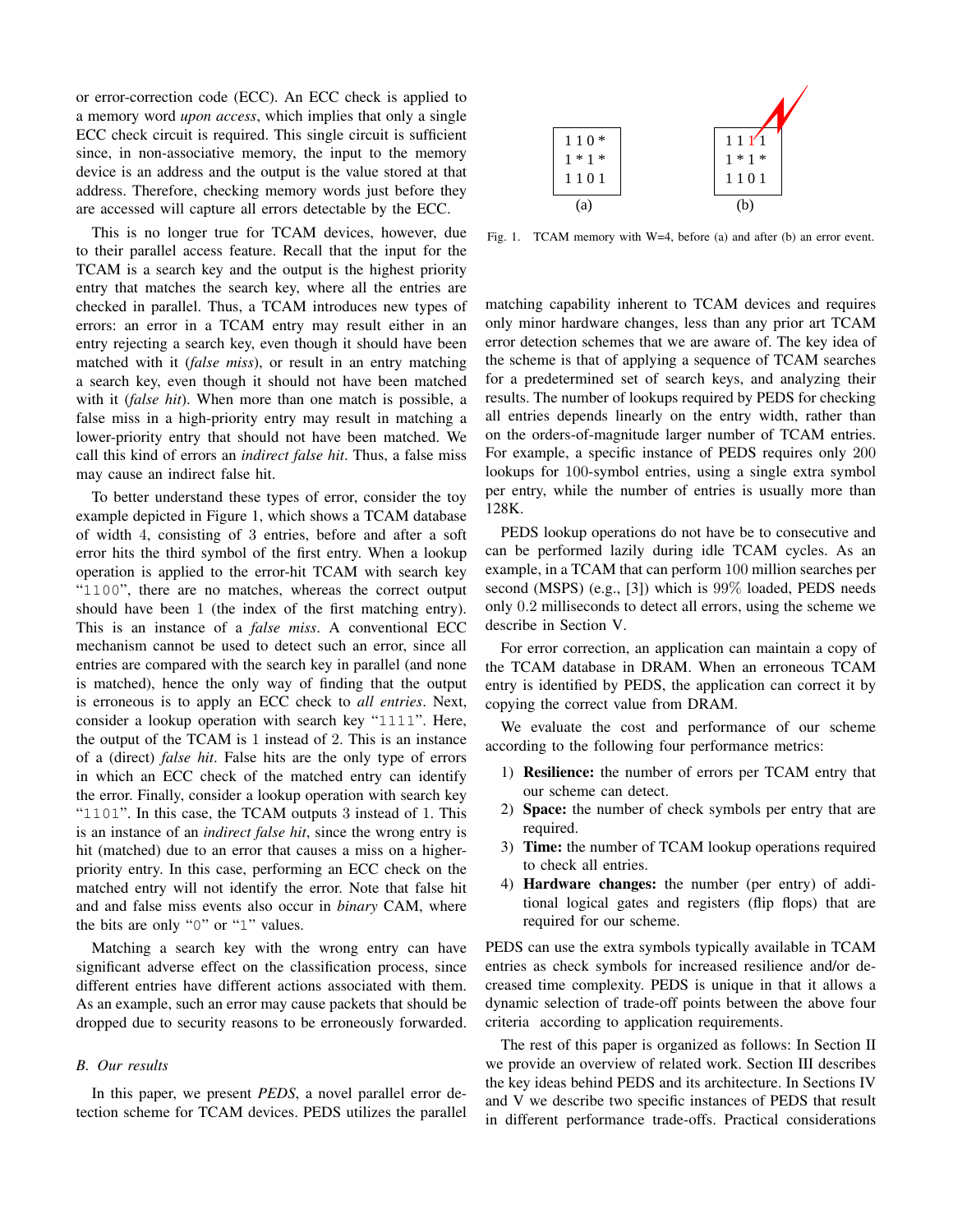or error-correction code (ECC). An ECC check is applied to a memory word *upon access*, which implies that only a single ECC check circuit is required. This single circuit is sufficient since, in non-associative memory, the input to the memory device is an address and the output is the value stored at that address. Therefore, checking memory words just before they are accessed will capture all errors detectable by the ECC.

This is no longer true for TCAM devices, however, due to their parallel access feature. Recall that the input for the TCAM is a search key and the output is the highest priority entry that matches the search key, where all the entries are checked in parallel. Thus, a TCAM introduces new types of errors: an error in a TCAM entry may result either in an entry rejecting a search key, even though it should have been matched with it (*false miss*), or result in an entry matching a search key, even though it should not have been matched with it (*false hit*). When more than one match is possible, a false miss in a high-priority entry may result in matching a lower-priority entry that should not have been matched. We call this kind of errors an *indirect false hit*. Thus, a false miss may cause an indirect false hit.

To better understand these types of error, consider the toy example depicted in Figure 1, which shows a TCAM database of width 4, consisting of 3 entries, before and after a soft error hits the third symbol of the first entry. When a lookup operation is applied to the error-hit TCAM with search key "1100", there are no matches, whereas the correct output should have been 1 (the index of the first matching entry). This is an instance of a *false miss*. A conventional ECC mechanism cannot be used to detect such an error, since all entries are compared with the search key in parallel (and none is matched), hence the only way of finding that the output is erroneous is to apply an ECC check to *all entries*. Next, consider a lookup operation with search key "1111". Here, the output of the TCAM is 1 instead of 2. This is an instance of a (direct) *false hit*. False hits are the only type of errors in which an ECC check of the matched entry can identify the error. Finally, consider a lookup operation with search key "1101". In this case, the TCAM outputs 3 instead of 1. This is an instance of an *indirect false hit*, since the wrong entry is hit (matched) due to an error that causes a miss on a higher-priority entry. In this case, performing an ECC check on the matched entry will not identify the error. Note that false hit and and false miss events also occur in *binary* CAM, where the bits are only "0" or "1" values.

Matching a search key with the wrong entry can have significant adverse effect on the classification process, since different entries have different actions associated with them. As an example, such an error may cause packets that should be dropped due to security reasons to be erroneously forwarded.

| (a) | (b) |
|---|---|
| 1 1 0 * | 1 1 1 1 |
| 1 * 1 * | 1 * 1 * |
| 1 1 0 1 | 1 1 0 1 |

Fig. 1. TCAM memory with W=4, before (a) and after (b) an error event.

### B. Our results

In this paper, we present *PEDS*, a novel parallel error detection scheme for TCAM devices. PEDS utilizes the parallel matching capability inherent to TCAM devices and requires only minor hardware changes, less than any prior art TCAM error detection schemes that we are aware of. The key idea of the scheme is that of applying a sequence of TCAM searches for a predetermined set of search keys, and analyzing their results. The number of lookups required by PEDS for checking all entries depends linearly on the entry width, rather than on the orders-of-magnitude larger number of TCAM entries. For example, a specific instance of PEDS requires only 200 lookups for 100-symbol entries, using a single extra symbol per entry, while the number of entries is usually more than 128K.

PEDS lookup operations do not have be to consecutive and can be performed lazily during idle TCAM cycles. As an example, in a TCAM that can perform 100 million searches per second (MSPS) (e.g., [3]) which is 99% loaded, PEDS needs only 0.2 milliseconds to detect all errors, using the scheme we describe in Section V.

For error correction, an application can maintain a copy of the TCAM database in DRAM. When an erroneous TCAM entry is identified by PEDS, the application can correct it by copying the correct value from DRAM.

We evaluate the cost and performance of our scheme according to the following four performance metrics:

1) **Resilience:** the number of errors per TCAM entry that our scheme can detect.
2) **Space:** the number of check symbols per entry that are required.
3) **Time:** the number of TCAM lookup operations required to check all entries.
4) **Hardware changes:** the number (per entry) of additional logical gates and registers (flip flops) that are required for our scheme.

PEDS can use the extra symbols typically available in TCAM entries as check symbols for increased resilience and/or decreased time complexity. PEDS is unique in that it allows a dynamic selection of trade-off points between the above four criteria according to application requirements.

The rest of this paper is organized as follows: In Section II we provide an overview of related work. Section III describes the key ideas behind PEDS and its architecture. In Sections IV and V we describe two specific instances of PEDS that result in different performance trade-offs. Practical considerations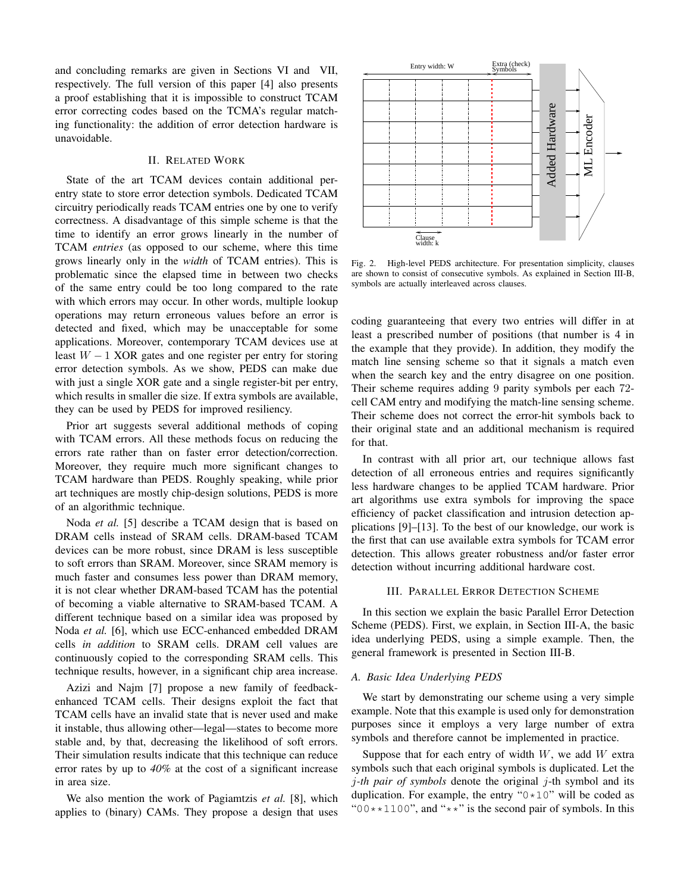and concluding remarks are given in Sections VI and VII, respectively. The full version of this paper [4] also presents a proof establishing that it is impossible to construct TCAM error correcting codes based on the TCMA's regular matching functionality: the addition of error detection hardware is unavoidable.

## II. Related Work

State of the art TCAM devices contain additional per-entry state to store error detection symbols. Dedicated TCAM circuitry periodically reads TCAM entries one by one to verify correctness. A disadvantage of this simple scheme is that the time to identify an error grows linearly in the number of TCAM *entries* (as opposed to our scheme, where this time grows linearly only in the *width* of TCAM entries). This is problematic since the elapsed time in between two checks of the same entry could be too long compared to the rate with which errors may occur. In other words, multiple lookup operations may return erroneous values before an error is detected and fixed, which may be unacceptable for some applications. Moreover, contemporary TCAM devices use at least $W-1$ XOR gates and one register per entry for storing error detection symbols. As we show, PEDS can make due with just a single XOR gate and a single register-bit per entry, which results in smaller die size. If extra symbols are available, they can be used by PEDS for improved resiliency.

Prior art suggests several additional methods of coping with TCAM errors. All these methods focus on reducing the errors rate rather than on faster error detection/correction. Moreover, they require much more significant changes to TCAM hardware than PEDS. Roughly speaking, while prior art techniques are mostly chip-design solutions, PEDS is more of an algorithmic technique.

Noda *et al.* [5] describe a TCAM design that is based on DRAM cells instead of SRAM cells. DRAM-based TCAM devices can be more robust, since DRAM is less susceptible to soft errors than SRAM. Moreover, since SRAM memory is much faster and consumes less power than DRAM memory, it is not clear whether DRAM-based TCAM has the potential of becoming a viable alternative to SRAM-based TCAM. A different technique based on a similar idea was proposed by Noda *et al.* [6], which use ECC-enhanced embedded DRAM cells *in addition* to SRAM cells. DRAM cell values are continuously copied to the corresponding SRAM cells. This technique results, however, in a significant chip area increase.

Azizi and Najm [7] propose a new family of feedback-enhanced TCAM cells. Their designs exploit the fact that TCAM cells have an invalid state that is never used and make it instable, thus allowing other—legal—states to become more stable and, by that, decreasing the likelihood of soft errors. Their simulation results indicate that this technique can reduce error rates by up to *40%* at the cost of a significant increase in area size.

We also mention the work of Pagiamtzis *et al.* [8], which applies to (binary) CAMs. They propose a design that uses

Entry width: W

Extra (check) Symbols

Added Hardware

ML Encoder

Clause width: k

Fig. 2. High-level PEDS architecture. For presentation simplicity, clauses are shown to consist of consecutive symbols. As explained in Section III-B, symbols are actually interleaved across clauses.

coding guaranteeing that every two entries will differ in at least a prescribed number of positions (that number is 4 in the example that they provide). In addition, they modify the match line sensing scheme so that it signals a match even when the search key and the entry disagree on one position. Their scheme requires adding 9 parity symbols per each 72-cell CAM entry and modifying the match-line sensing scheme. Their scheme does not correct the error-hit symbols back to their original state and an additional mechanism is required for that.

In contrast with all prior art, our technique allows fast detection of all erroneous entries and requires significantly less hardware changes to be applied TCAM hardware. Prior art algorithms use extra symbols for improving the space efficiency of packet classification and intrusion detection applications [9]–[13]. To the best of our knowledge, our work is the first that can use available extra symbols for TCAM error detection. This allows greater robustness and/or faster error detection without incurring additional hardware cost.

## III. Parallel Error Detection Scheme

In this section we explain the basic Parallel Error Detection Scheme (PEDS). First, we explain, in Section III-A, the basic idea underlying PEDS, using a simple example. Then, the general framework is presented in Section III-B.

### A. Basic Idea Underlying PEDS

We start by demonstrating our scheme using a very simple example. Note that this example is used only for demonstration purposes since it employs a very large number of extra symbols and therefore cannot be implemented in practice.

Suppose that for each entry of width $W$, we add $W$ extra symbols such that each original symbols is duplicated. Let the *$j$-th pair of symbols* denote the original $j$-th symbol and its duplication. For example, the entry "`0*10`" will be coded as "`00**1100`", and "`**`" is the second pair of symbols. In this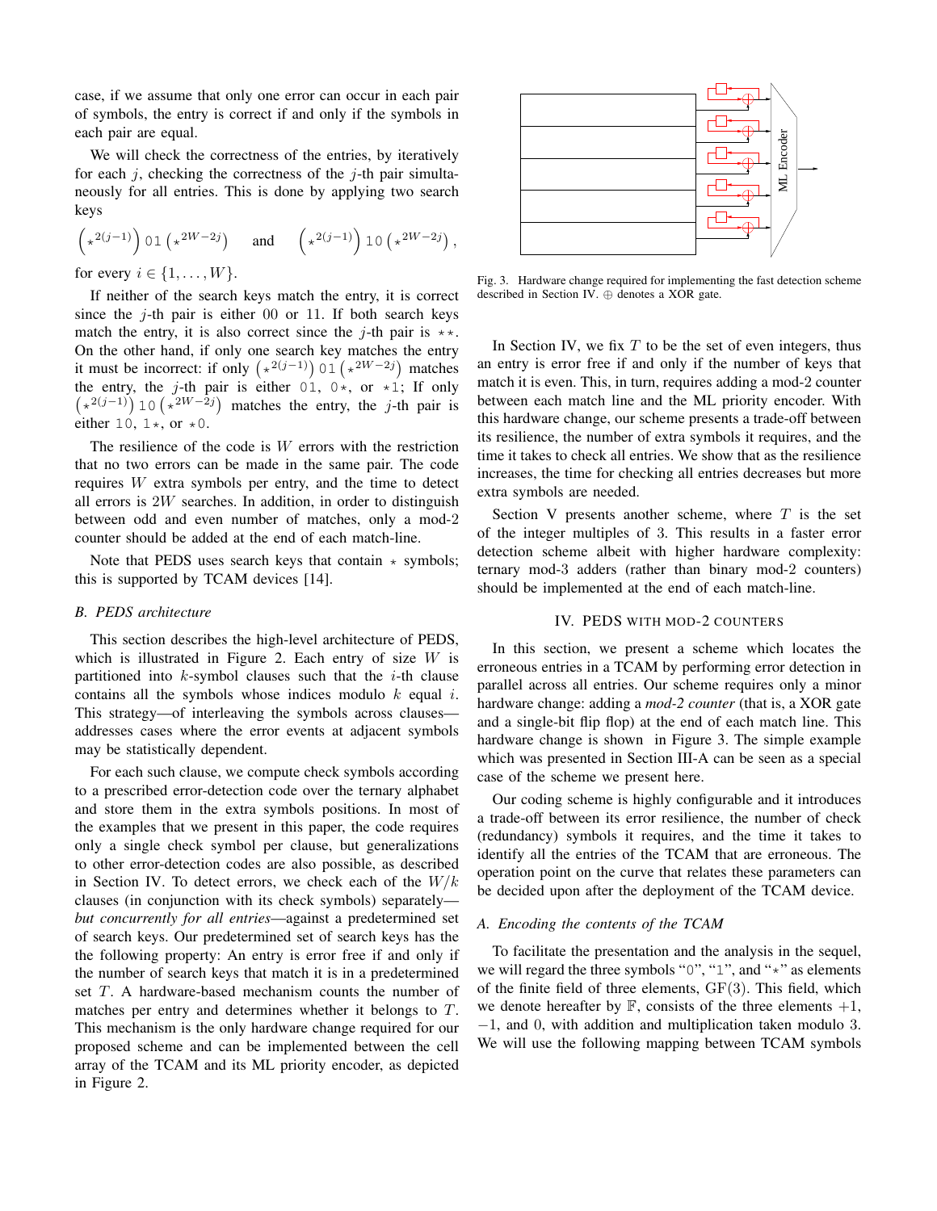case, if we assume that only one error can occur in each pair of symbols, the entry is correct if and only if the symbols in each pair are equal.

We will check the correctness of the entries, by iteratively for each $j$, checking the correctness of the $j$-th pair simultaneously for all entries. This is done by applying two search keys

$$\left(\star^{2(j-1)}\right) \texttt{01} \left(\star^{2W-2j}\right) \quad \text{and} \quad \left(\star^{2(j-1)}\right) \texttt{10} \left(\star^{2W-2j}\right),$$

for every $i \in \{1, \ldots, W\}$.

If neither of the search keys match the entry, it is correct since the $j$-th pair is either $\texttt{00}$ or $\texttt{11}$. If both search keys match the entry, it is also correct since the $j$-th pair is $\star\star$. On the other hand, if only one search key matches the entry it must be incorrect: if only $\left(\star^{2(j-1)}\right) \texttt{01} \left(\star^{2W-2j}\right)$ matches the entry, the $j$-th pair is either $\texttt{01}$, $\texttt{0}\star$, or $\star\texttt{1}$; If only $\left(\star^{2(j-1)}\right) \texttt{10} \left(\star^{2W-2j}\right)$ matches the entry, the $j$-th pair is either $\texttt{10}$, $\texttt{1}\star$, or $\star\texttt{0}$.

The resilience of the code is $W$ errors with the restriction that no two errors can be made in the same pair. The code requires $W$ extra symbols per entry, and the time to detect all errors is $2W$ searches. In addition, in order to distinguish between odd and even number of matches, only a mod-2 counter should be added at the end of each match-line.

Note that PEDS uses search keys that contain $\star$ symbols; this is supported by TCAM devices [14].

### B. PEDS architecture

This section describes the high-level architecture of PEDS, which is illustrated in Figure 2. Each entry of size $W$ is partitioned into $k$-symbol clauses such that the $i$-th clause contains all the symbols whose indices modulo $k$ equal $i$. This strategy—of interleaving the symbols across clauses—addresses cases where the error events at adjacent symbols may be statistically dependent.

For each such clause, we compute check symbols according to a prescribed error-detection code over the ternary alphabet and store them in the extra symbols positions. In most of the examples that we present in this paper, the code requires only a single check symbol per clause, but generalizations to other error-detection codes are also possible, as described in Section IV. To detect errors, we check each of the $W/k$ clauses (in conjunction with its check symbols) separately—*but concurrently for all entries*—against a predetermined set of search keys. Our predetermined set of search keys has the the following property: An entry is error free if and only if the number of search keys that match it is in a predetermined set $T$. A hardware-based mechanism counts the number of matches per entry and determines whether it belongs to $T$. This mechanism is the only hardware change required for our proposed scheme and can be implemented between the cell array of the TCAM and its ML priority encoder, as depicted in Figure 2.

ML Encoder

Fig. 3. Hardware change required for implementing the fast detection scheme described in Section IV. $\oplus$ denotes a XOR gate.

In Section IV, we fix $T$ to be the set of even integers, thus an entry is error free if and only if the number of keys that match it is even. This, in turn, requires adding a mod-2 counter between each match line and the ML priority encoder. With this hardware change, our scheme presents a trade-off between its resilience, the number of extra symbols it requires, and the time it takes to check all entries. We show that as the resilience increases, the time for checking all entries decreases but more extra symbols are needed.

Section V presents another scheme, where $T$ is the set of the integer multiples of 3. This results in a faster error detection scheme albeit with higher hardware complexity: ternary mod-3 adders (rather than binary mod-2 counters) should be implemented at the end of each match-line.

## IV. PEDS WITH MOD-2 COUNTERS

In this section, we present a scheme which locates the erroneous entries in a TCAM by performing error detection in parallel across all entries. Our scheme requires only a minor hardware change: adding a *mod-2 counter* (that is, a XOR gate and a single-bit flip flop) at the end of each match line. This hardware change is shown in Figure 3. The simple example which was presented in Section III-A can be seen as a special case of the scheme we present here.

Our coding scheme is highly configurable and it introduces a trade-off between its error resilience, the number of check (redundancy) symbols it requires, and the time it takes to identify all the entries of the TCAM that are erroneous. The operation point on the curve that relates these parameters can be decided upon after the deployment of the TCAM device.

### A. Encoding the contents of the TCAM

To facilitate the presentation and the analysis in the sequel, we will regard the three symbols "$\texttt{0}$", "$\texttt{1}$", and "$\star$" as elements of the finite field of three elements, $\mathrm{GF}(3)$. This field, which we denote hereafter by $\mathbb{F}$, consists of the three elements $+1$, $-1$, and $0$, with addition and multiplication taken modulo 3. We will use the following mapping between TCAM symbols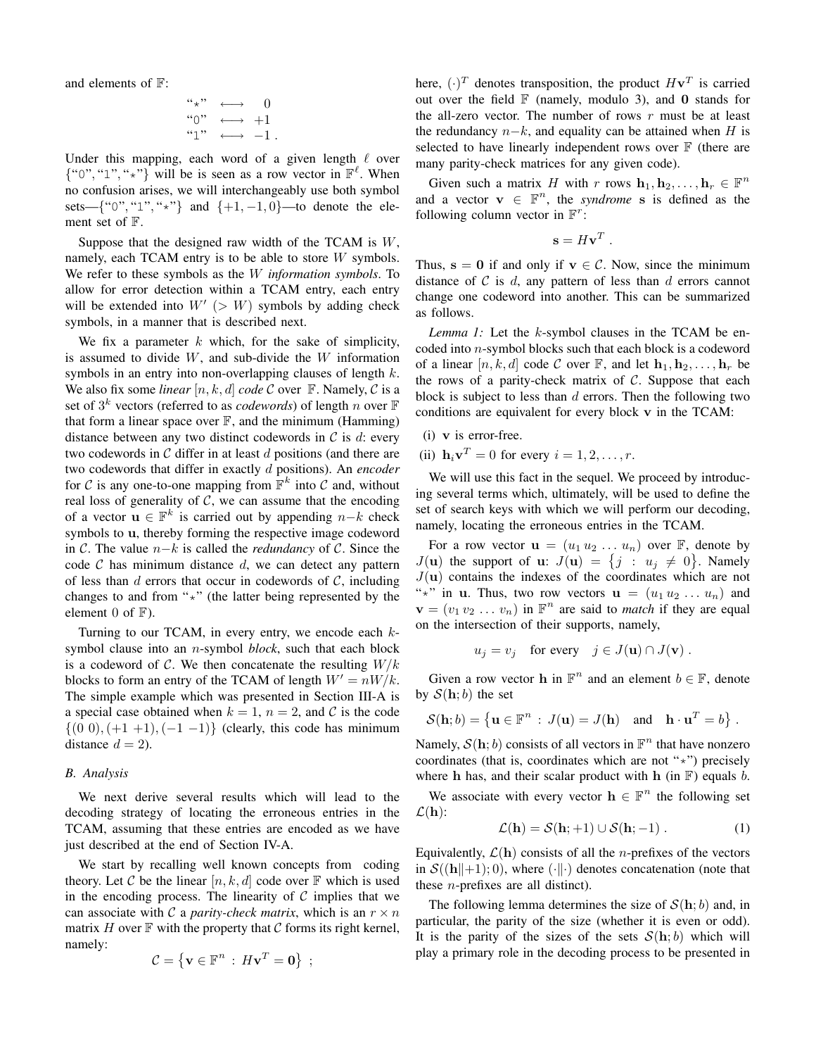and elements of $\mathbb{F}$:

$$\begin{aligned}
\text{“}\star\text{”} &\longleftrightarrow 0 \\
\text{“0”} &\longleftrightarrow +1 \\
\text{“1”} &\longleftrightarrow -1 .
\end{aligned}$$

Under this mapping, each word of a given length $\ell$ over $\{\text{“0”}, \text{“1”}, \text{“}\star\text{”}\}$ will be is seen as a row vector in $\mathbb{F}^\ell$. When no confusion arises, we will interchangeably use both symbol sets—$\{\text{“0”}, \text{“1”}, \text{“}\star\text{”}\}$ and $\{+1, -1, 0\}$—to denote the element set of $\mathbb{F}$.

Suppose that the designed raw width of the TCAM is $W$, namely, each TCAM entry is to be able to store $W$ symbols. We refer to these symbols as the $W$ *information symbols*. To allow for error detection within a TCAM entry, each entry will be extended into $W' \ (> W)$ symbols by adding check symbols, in a manner that is described next.

We fix a parameter $k$ which, for the sake of simplicity, is assumed to divide $W$, and sub-divide the $W$ information symbols in an entry into non-overlapping clauses of length $k$. We also fix some *linear* $[n, k, d]$ *code* $\mathcal{C}$ over $\mathbb{F}$. Namely, $\mathcal{C}$ is a set of $3^k$ vectors (referred to as *codewords*) of length $n$ over $\mathbb{F}$ that form a linear space over $\mathbb{F}$, and the minimum (Hamming) distance between any two distinct codewords in $\mathcal{C}$ is $d$: every two codewords in $\mathcal{C}$ differ in at least $d$ positions (and there are two codewords that differ in exactly $d$ positions). An *encoder* for $\mathcal{C}$ is any one-to-one mapping from $\mathbb{F}^k$ into $\mathcal{C}$ and, without real loss of generality of $\mathcal{C}$, we can assume that the encoding of a vector $\mathbf{u} \in \mathbb{F}^k$ is carried out by appending $n-k$ check symbols to $\mathbf{u}$, thereby forming the respective image codeword in $\mathcal{C}$. The value $n-k$ is called the *redundancy* of $\mathcal{C}$. Since the code $\mathcal{C}$ has minimum distance $d$, we can detect any pattern of less than $d$ errors that occur in codewords of $\mathcal{C}$, including changes to and from "$\star$" (the latter being represented by the element 0 of $\mathbb{F}$).

Turning to our TCAM, in every entry, we encode each $k$-symbol clause into an $n$-symbol *block*, such that each block is a codeword of $\mathcal{C}$. We then concatenate the resulting $W/k$ blocks to form an entry of the TCAM of length $W' = nW/k$. The simple example which was presented in Section III-A is a special case obtained when $k = 1$, $n = 2$, and $\mathcal{C}$ is the code $\{(0\ 0), (+1\ +1), (-1\ -1)\}$ (clearly, this code has minimum distance $d = 2$).

### B. Analysis

We next derive several results which will lead to the decoding strategy of locating the erroneous entries in the TCAM, assuming that these entries are encoded as we have just described at the end of Section IV-A.

We start by recalling well known concepts from coding theory. Let $\mathcal{C}$ be the linear $[n, k, d]$ code over $\mathbb{F}$ which is used in the encoding process. The linearity of $\mathcal{C}$ implies that we can associate with $\mathcal{C}$ a *parity-check matrix*, which is an $r \times n$ matrix $H$ over $\mathbb{F}$ with the property that $\mathcal{C}$ forms its right kernel, namely:

$$\mathcal{C} = \left\{ \mathbf{v} \in \mathbb{F}^n \,:\, H\mathbf{v}^T = \mathbf{0} \right\} ;$$

here, $(\cdot)^T$ denotes transposition, the product $H\mathbf{v}^T$ is carried out over the field $\mathbb{F}$ (namely, modulo 3), and $\mathbf{0}$ stands for the all-zero vector. The number of rows $r$ must be at least the redundancy $n-k$, and equality can be attained when $H$ is selected to have linearly independent rows over $\mathbb{F}$ (there are many parity-check matrices for any given code).

Given such a matrix $H$ with $r$ rows $\mathbf{h}_1, \mathbf{h}_2, \ldots, \mathbf{h}_r \in \mathbb{F}^n$ and a vector $\mathbf{v} \in \mathbb{F}^n$, the *syndrome* $\mathbf{s}$ is defined as the following column vector in $\mathbb{F}^r$:

$$\mathbf{s} = H\mathbf{v}^T .$$

Thus, $\mathbf{s} = \mathbf{0}$ if and only if $\mathbf{v} \in \mathcal{C}$. Now, since the minimum distance of $\mathcal{C}$ is $d$, any pattern of less than $d$ errors cannot change one codeword into another. This can be summarized as follows.

*Lemma 1:* Let the $k$-symbol clauses in the TCAM be encoded into $n$-symbol blocks such that each block is a codeword of a linear $[n, k, d]$ code $\mathcal{C}$ over $\mathbb{F}$, and let $\mathbf{h}_1, \mathbf{h}_2, \ldots, \mathbf{h}_r$ be the rows of a parity-check matrix of $\mathcal{C}$. Suppose that each block is subject to less than $d$ errors. Then the following two conditions are equivalent for every block $\mathbf{v}$ in the TCAM:

(i) $\mathbf{v}$ is error-free.

(ii) $\mathbf{h}_i \mathbf{v}^T = 0$ for every $i = 1, 2, \ldots, r$.

We will use this fact in the sequel. We proceed by introducing several terms which, ultimately, will be used to define the set of search keys with which we will perform our decoding, namely, locating the erroneous entries in the TCAM.

For a row vector $\mathbf{u} = (u_1\, u_2\, \ldots\, u_n)$ over $\mathbb{F}$, denote by $J(\mathbf{u})$ the support of $\mathbf{u}$: $J(\mathbf{u}) = \{ j \,:\, u_j \neq 0 \}$. Namely $J(\mathbf{u})$ contains the indexes of the coordinates which are not "$\star$" in $\mathbf{u}$. Thus, two row vectors $\mathbf{u} = (u_1\, u_2\, \ldots\, u_n)$ and $\mathbf{v} = (v_1\, v_2\, \ldots\, v_n)$ in $\mathbb{F}^n$ are said to *match* if they are equal on the intersection of their supports, namely,

$$u_j = v_j \quad \text{for every} \quad j \in J(\mathbf{u}) \cap J(\mathbf{v}) .$$

Given a row vector $\mathbf{h}$ in $\mathbb{F}^n$ and an element $b \in \mathbb{F}$, denote by $\mathcal{S}(\mathbf{h}; b)$ the set

$$\mathcal{S}(\mathbf{h}; b) = \left\{ \mathbf{u} \in \mathbb{F}^n \,:\, J(\mathbf{u}) = J(\mathbf{h}) \quad \text{and} \quad \mathbf{h} \cdot \mathbf{u}^T = b \right\} .$$

Namely, $\mathcal{S}(\mathbf{h}; b)$ consists of all vectors in $\mathbb{F}^n$ that have nonzero coordinates (that is, coordinates which are not "$\star$") precisely where $\mathbf{h}$ has, and their scalar product with $\mathbf{h}$ (in $\mathbb{F}$) equals $b$.

We associate with every vector $\mathbf{h} \in \mathbb{F}^n$ the following set $\mathcal{L}(\mathbf{h})$:

$$\mathcal{L}(\mathbf{h}) = \mathcal{S}(\mathbf{h}; +1) \cup \mathcal{S}(\mathbf{h}; -1) . \tag{1}$$

Equivalently, $\mathcal{L}(\mathbf{h})$ consists of all the $n$-prefixes of the vectors in $\mathcal{S}((\mathbf{h}\|{+1}); 0)$, where $(\cdot\|\cdot)$ denotes concatenation (note that these $n$-prefixes are all distinct).

The following lemma determines the size of $\mathcal{S}(\mathbf{h}; b)$ and, in particular, the parity of the size (whether it is even or odd). It is the parity of the sizes of the sets $\mathcal{S}(\mathbf{h}; b)$ which will play a primary role in the decoding process to be presented in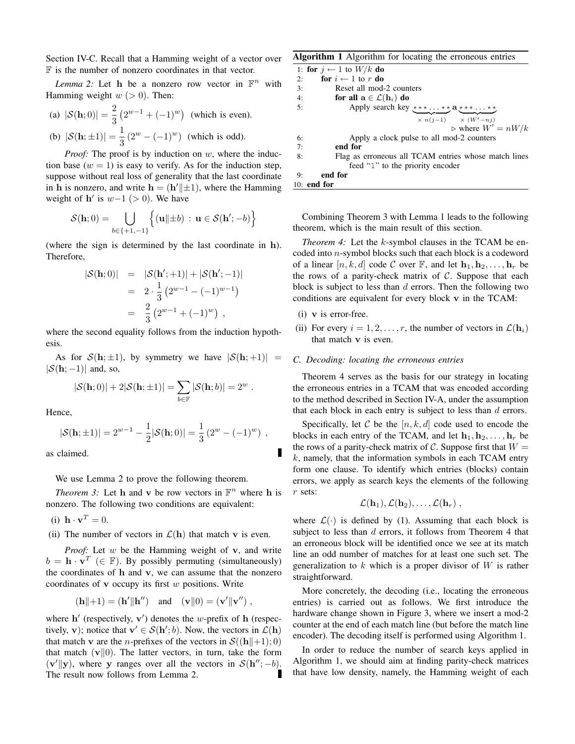Section IV-C. Recall that a Hamming weight of a vector over $\mathbb{F}$ is the number of nonzero coordinates in that vector.

*Lemma 2:* Let $\mathbf{h}$ be a nonzero row vector in $\mathbb{F}^n$ with Hamming weight $w$ $(> 0)$. Then:

(a) $|\mathcal{S}(\mathbf{h}; 0)| = \dfrac{2}{3}\left(2^{w-1} + (-1)^w\right)$ (which is even).

(b) $|\mathcal{S}(\mathbf{h}; \pm 1)| = \dfrac{1}{3}\left(2^{w} - (-1)^w\right)$ (which is odd).

*Proof:* The proof is by induction on $w$, where the induction base $(w = 1)$ is easy to verify. As for the induction step, suppose without real loss of generality that the last coordinate in $\mathbf{h}$ is nonzero, and write $\mathbf{h} = (\mathbf{h}' \| \pm 1)$, where the Hamming weight of $\mathbf{h}'$ is $w-1$ $(> 0)$. We have

$$\mathcal{S}(\mathbf{h}; 0) = \bigcup_{b \in \{+1,-1\}} \Big\{ (\mathbf{u} \| \pm b) \,:\, \mathbf{u} \in \mathcal{S}(\mathbf{h}'; -b) \Big\}$$

(where the sign is determined by the last coordinate in $\mathbf{h}$). Therefore,

$$\begin{aligned} |\mathcal{S}(\mathbf{h}; 0)| &= |\mathcal{S}(\mathbf{h}'; +1)| + |\mathcal{S}(\mathbf{h}'; -1)| \\ &= 2 \cdot \frac{1}{3}\left(2^{w-1} - (-1)^{w-1}\right) \\ &= \frac{2}{3}\left(2^{w-1} + (-1)^{w}\right) , \end{aligned}$$

where the second equality follows from the induction hypothesis.

As for $\mathcal{S}(\mathbf{h}; \pm 1)$, by symmetry we have $|\mathcal{S}(\mathbf{h}; +1)| = |\mathcal{S}(\mathbf{h}; -1)|$ and, so,

$$|\mathcal{S}(\mathbf{h}; 0)| + 2|\mathcal{S}(\mathbf{h}; \pm 1)| = \sum_{b \in \mathbb{F}} |\mathcal{S}(\mathbf{h}; b)| = 2^w .$$

Hence,

$$|\mathcal{S}(\mathbf{h}; \pm 1)| = 2^{w-1} - \frac{1}{2}|\mathcal{S}(\mathbf{h}; 0)| = \frac{1}{3}\left(2^{w} - (-1)^{w}\right) ,$$

as claimed. ∎

We use Lemma 2 to prove the following theorem.

*Theorem 3:* Let $\mathbf{h}$ and $\mathbf{v}$ be row vectors in $\mathbb{F}^n$ where $\mathbf{h}$ is nonzero. The following two conditions are equivalent:

(i) $\mathbf{h} \cdot \mathbf{v}^T = 0$.

(ii) The number of vectors in $\mathcal{L}(\mathbf{h})$ that match $\mathbf{v}$ is even.

*Proof:* Let $w$ be the Hamming weight of $\mathbf{v}$, and write $b = \mathbf{h} \cdot \mathbf{v}^T$ $(\in \mathbb{F})$. By possibly permuting (simultaneously) the coordinates of $\mathbf{h}$ and $\mathbf{v}$, we can assume that the nonzero coordinates of $\mathbf{v}$ occupy its first $w$ positions. Write

$$(\mathbf{h} \| {+1}) = (\mathbf{h}' \| \mathbf{h}'') \quad \text{and} \quad (\mathbf{v} \| 0) = (\mathbf{v}' \| \mathbf{v}'') ,$$

where $\mathbf{h}'$ (respectively, $\mathbf{v}'$) denotes the $w$-prefix of $\mathbf{h}$ (respectively, $\mathbf{v}$); notice that $\mathbf{v}' \in \mathcal{S}(\mathbf{h}'; b)$. Now, the vectors in $\mathcal{L}(\mathbf{h})$ that match $\mathbf{v}$ are the $n$-prefixes of the vectors in $\mathcal{S}((\mathbf{h}\|{+1}); 0)$ that match $(\mathbf{v}\|0)$. The latter vectors, in turn, take the form $(\mathbf{v}' \| \mathbf{y})$, where $\mathbf{y}$ ranges over all the vectors in $\mathcal{S}(\mathbf{h}''; -b)$. The result now follows from Lemma 2. ∎

**Algorithm 1** Algorithm for locating the erroneous entries

```
1: for j ← 1 to W/k do
2:     for i ← 1 to r do
3:         Reset all mod-2 counters
4:         for all a ∈ L(h_i) do
5:             Apply search key ***...** a ***...**
                                 × n(j−1)   × (W′−nj)
                                               ▷ where W′ = nW/k
6:             Apply a clock pulse to all mod-2 counters
7:         end for
8:         Flag as erroneous all TCAM entries whose match lines
           feed "1" to the priority encoder
9:     end for
10: end for
```

Combining Theorem 3 with Lemma 1 leads to the following theorem, which is the main result of this section.

*Theorem 4:* Let the $k$-symbol clauses in the TCAM be encoded into $n$-symbol blocks such that each block is a codeword of a linear $[n, k, d]$ code $\mathcal{C}$ over $\mathbb{F}$, and let $\mathbf{h}_1, \mathbf{h}_2, \ldots, \mathbf{h}_r$ be the rows of a parity-check matrix of $\mathcal{C}$. Suppose that each block is subject to less than $d$ errors. Then the following two conditions are equivalent for every block $\mathbf{v}$ in the TCAM:

(i) $\mathbf{v}$ is error-free.

(ii) For every $i = 1, 2, \ldots, r$, the number of vectors in $\mathcal{L}(\mathbf{h}_i)$ that match $\mathbf{v}$ is even.

### *C. Decoding: locating the erroneous entries*

Theorem 4 serves as the basis for our strategy in locating the erroneous entries in a TCAM that was encoded according to the method described in Section IV-A, under the assumption that each block in each entry is subject to less than $d$ errors.

Specifically, let $\mathcal{C}$ be the $[n, k, d]$ code used to encode the blocks in each entry of the TCAM, and let $\mathbf{h}_1, \mathbf{h}_2, \ldots, \mathbf{h}_r$ be the rows of a parity-check matrix of $\mathcal{C}$. Suppose first that $W = k$, namely, that the information symbols in each TCAM entry form one clause. To identify which entries (blocks) contain errors, we apply as search keys the elements of the following $r$ sets:

$$\mathcal{L}(\mathbf{h}_1), \mathcal{L}(\mathbf{h}_2), \ldots, \mathcal{L}(\mathbf{h}_r) ,$$

where $\mathcal{L}(\cdot)$ is defined by (1). Assuming that each block is subject to less than $d$ errors, it follows from Theorem 4 that an erroneous block will be identified once we see at its match line an odd number of matches for at least one such set. The generalization to $k$ which is a proper divisor of $W$ is rather straightforward.

More concretely, the decoding (i.e., locating the erroneous entries) is carried out as follows. We first introduce the hardware change shown in Figure 3, where we insert a mod-2 counter at the end of each match line (but before the match line encoder). The decoding itself is performed using Algorithm 1.

In order to reduce the number of search keys applied in Algorithm 1, we should aim at finding parity-check matrices that have low density, namely, the Hamming weight of each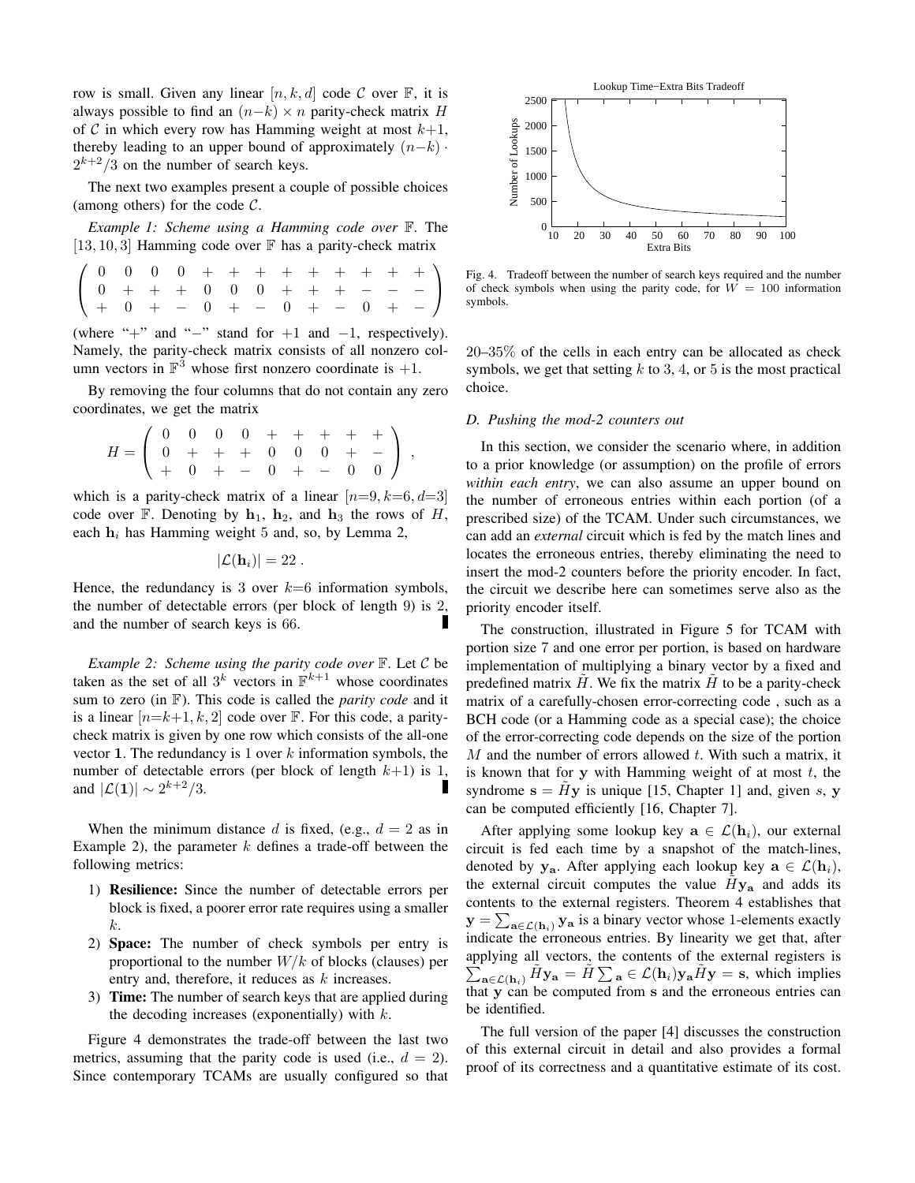row is small. Given any linear $[n, k, d]$ code $\mathcal{C}$ over $\mathbb{F}$, it is always possible to find an $(n-k) \times n$ parity-check matrix $H$ of $\mathcal{C}$ in which every row has Hamming weight at most $k+1$, thereby leading to an upper bound of approximately $(n-k) \cdot 2^{k+2}/3$ on the number of search keys.

The next two examples present a couple of possible choices (among others) for the code $\mathcal{C}$.

*Example 1: Scheme using a Hamming code over* $\mathbb{F}$. The $[13, 10, 3]$ Hamming code over $\mathbb{F}$ has a parity-check matrix

$$\left( \begin{array}{ccccccccccccc} 0 & 0 & 0 & 0 & + & + & + & + & + & + & + & + & + \\ 0 & + & + & + & 0 & 0 & 0 & + & + & + & - & - & - \\ + & 0 & + & - & 0 & + & - & 0 & + & - & 0 & + & - \end{array} \right)$$

(where "$+$" and "$-$" stand for $+1$ and $-1$, respectively). Namely, the parity-check matrix consists of all nonzero column vectors in $\mathbb{F}^3$ whose first nonzero coordinate is $+1$.

By removing the four columns that do not contain any zero coordinates, we get the matrix

$$H = \left( \begin{array}{ccccccccc} 0 & 0 & 0 & 0 & + & + & + & + & + \\ 0 & + & + & + & 0 & 0 & 0 & + & - \\ + & 0 & + & - & 0 & + & - & 0 & 0 \end{array} \right) ,$$

which is a parity-check matrix of a linear $[n{=}9, k{=}6, d{=}3]$ code over $\mathbb{F}$. Denoting by $\mathbf{h}_1$, $\mathbf{h}_2$, and $\mathbf{h}_3$ the rows of $H$, each $\mathbf{h}_i$ has Hamming weight 5 and, so, by Lemma 2,

$$|\mathcal{L}(\mathbf{h}_i)| = 22 .$$

Hence, the redundancy is 3 over $k{=}6$ information symbols, the number of detectable errors (per block of length 9) is 2, and the number of search keys is 66. ∎

*Example 2: Scheme using the parity code over* $\mathbb{F}$. Let $\mathcal{C}$ be taken as the set of all $3^k$ vectors in $\mathbb{F}^{k+1}$ whose coordinates sum to zero (in $\mathbb{F}$). This code is called the *parity code* and it is a linear $[n{=}k{+}1, k, 2]$ code over $\mathbb{F}$. For this code, a parity-check matrix is given by one row which consists of the all-one vector $\mathbf{1}$. The redundancy is 1 over $k$ information symbols, the number of detectable errors (per block of length $k{+}1$) is 1, and $|\mathcal{L}(\mathbf{1})| \sim 2^{k+2}/3$. ∎

When the minimum distance $d$ is fixed, (e.g., $d = 2$ as in Example 2), the parameter $k$ defines a trade-off between the following metrics:

1) **Resilience:** Since the number of detectable errors per block is fixed, a poorer error rate requires using a smaller $k$.
2) **Space:** The number of check symbols per entry is proportional to the number $W/k$ of blocks (clauses) per entry and, therefore, it reduces as $k$ increases.
3) **Time:** The number of search keys that are applied during the decoding increases (exponentially) with $k$.

Figure 4 demonstrates the trade-off between the last two metrics, assuming that the parity code is used (i.e., $d = 2$). Since contemporary TCAMs are usually configured so that 20–35% of the cells in each entry can be allocated as check symbols, we get that setting $k$ to 3, 4, or 5 is the most practical choice.

Fig. 4. Tradeoff between the number of search keys required and the number of check symbols when using the parity code, for $W = 100$ information symbols.

### D. Pushing the mod-2 counters out

In this section, we consider the scenario where, in addition to a prior knowledge (or assumption) on the profile of errors *within each entry*, we can also assume an upper bound on the number of erroneous entries within each portion (of a prescribed size) of the TCAM. Under such circumstances, we can add an *external* circuit which is fed by the match lines and locates the erroneous entries, thereby eliminating the need to insert the mod-2 counters before the priority encoder. In fact, the circuit we describe here can sometimes serve also as the priority encoder itself.

The construction, illustrated in Figure 5 for TCAM with portion size 7 and one error per portion, is based on hardware implementation of multiplying a binary vector by a fixed and predefined matrix $\tilde{H}$. We fix the matrix $\tilde{H}$ to be a parity-check matrix of a carefully-chosen error-correcting code , such as a BCH code (or a Hamming code as a special case); the choice of the error-correcting code depends on the size of the portion $M$ and the number of errors allowed $t$. With such a matrix, it is known that for $\mathbf{y}$ with Hamming weight of at most $t$, the syndrome $\mathbf{s} = \tilde{H}\mathbf{y}$ is unique [15, Chapter 1] and, given $s$, $\mathbf{y}$ can be computed efficiently [16, Chapter 7].

After applying some lookup key $\mathbf{a} \in \mathcal{L}(\mathbf{h}_i)$, our external circuit is fed each time by a snapshot of the match-lines, denoted by $\mathbf{y_a}$. After applying each lookup key $\mathbf{a} \in \mathcal{L}(\mathbf{h}_i)$, the external circuit computes the value $\tilde{H}\mathbf{y_a}$ and adds its contents to the external registers. Theorem 4 establishes that $\mathbf{y} = \sum_{\mathbf{a} \in \mathcal{L}(\mathbf{h}_i)} \mathbf{y_a}$ is a binary vector whose 1-elements exactly indicate the erroneous entries. By linearity we get that, after applying all vectors, the contents of the external registers is $\sum_{\mathbf{a} \in \mathcal{L}(\mathbf{h}_i)} \tilde{H}\mathbf{y_a} = \tilde{H} \sum_{\mathbf{a}} \in \mathcal{L}(\mathbf{h}_i)\mathbf{y_a}\tilde{H}\mathbf{y} = \mathbf{s}$, which implies that $\mathbf{y}$ can be computed from $\mathbf{s}$ and the erroneous entries can be identified.

The full version of the paper [4] discusses the construction of this external circuit in detail and also provides a formal proof of its correctness and a quantitative estimate of its cost.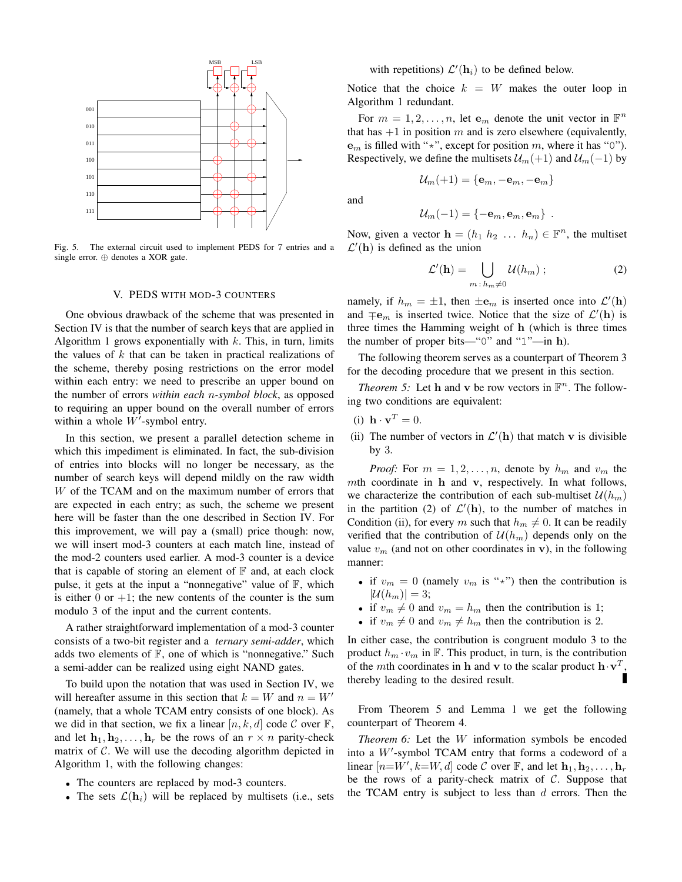Fig. 5. The external circuit used to implement PEDS for 7 entries and a single error. $\oplus$ denotes a XOR gate.

## V. PEDS WITH MOD-3 COUNTERS

One obvious drawback of the scheme that was presented in Section IV is that the number of search keys that are applied in Algorithm 1 grows exponentially with $k$. This, in turn, limits the values of $k$ that can be taken in practical realizations of the scheme, thereby posing restrictions on the error model within each entry: we need to prescribe an upper bound on the number of errors *within each* $n$*-symbol block*, as opposed to requiring an upper bound on the overall number of errors within a whole $W'$-symbol entry.

In this section, we present a parallel detection scheme in which this impediment is eliminated. In fact, the sub-division of entries into blocks will no longer be necessary, as the number of search keys will depend mildly on the raw width $W$ of the TCAM and on the maximum number of errors that are expected in each entry; as such, the scheme we present here will be faster than the one described in Section IV. For this improvement, we will pay a (small) price though: now, we will insert mod-3 counters at each match line, instead of the mod-2 counters used earlier. A mod-3 counter is a device that is capable of storing an element of $\mathbb{F}$ and, at each clock pulse, it gets at the input a "nonnegative" value of $\mathbb{F}$, which is either $0$ or $+1$; the new contents of the counter is the sum modulo 3 of the input and the current contents.

A rather straightforward implementation of a mod-3 counter consists of a two-bit register and a *ternary semi-adder*, which adds two elements of $\mathbb{F}$, one of which is "nonnegative." Such a semi-adder can be realized using eight NAND gates.

To build upon the notation that was used in Section IV, we will hereafter assume in this section that $k = W$ and $n = W'$ (namely, that a whole TCAM entry consists of one block). As we did in that section, we fix a linear $[n, k, d]$ code $\mathcal{C}$ over $\mathbb{F}$, and let $\mathbf{h}_1, \mathbf{h}_2, \ldots, \mathbf{h}_r$ be the rows of an $r \times n$ parity-check matrix of $\mathcal{C}$. We will use the decoding algorithm depicted in Algorithm 1, with the following changes:

- The counters are replaced by mod-3 counters.
- The sets $\mathcal{L}(\mathbf{h}_i)$ will be replaced by multisets (i.e., sets with repetitions) $\mathcal{L}'(\mathbf{h}_i)$ to be defined below.

Notice that the choice $k = W$ makes the outer loop in Algorithm 1 redundant.

For $m = 1, 2, \ldots, n$, let $\mathbf{e}_m$ denote the unit vector in $\mathbb{F}^n$ that has $+1$ in position $m$ and is zero elsewhere (equivalently, $\mathbf{e}_m$ is filled with "$*$", except for position $m$, where it has "0"). Respectively, we define the multisets $\mathcal{U}_m(+1)$ and $\mathcal{U}_m(-1)$ by

$$\mathcal{U}_m(+1) = \{\mathbf{e}_m, -\mathbf{e}_m, -\mathbf{e}_m\}$$

and

$$\mathcal{U}_m(-1) = \{-\mathbf{e}_m, \mathbf{e}_m, \mathbf{e}_m\} \ .$$

Now, given a vector $\mathbf{h} = (h_1 \ h_2 \ \ldots \ h_n) \in \mathbb{F}^n$, the multiset $\mathcal{L}'(\mathbf{h})$ is defined as the union

$$\mathcal{L}'(\mathbf{h}) = \bigcup_{m \,:\, h_m \neq 0} \mathcal{U}(h_m) \ ; \tag{2}$$

namely, if $h_m = \pm 1$, then $\pm \mathbf{e}_m$ is inserted once into $\mathcal{L}'(\mathbf{h})$ and $\mp \mathbf{e}_m$ is inserted twice. Notice that the size of $\mathcal{L}'(\mathbf{h})$ is three times the Hamming weight of $\mathbf{h}$ (which is three times the number of proper bits—"0" and "1"—in $\mathbf{h}$).

The following theorem serves as a counterpart of Theorem 3 for the decoding procedure that we present in this section.

*Theorem 5:* Let $\mathbf{h}$ and $\mathbf{v}$ be row vectors in $\mathbb{F}^n$. The following two conditions are equivalent:

(i) $\mathbf{h} \cdot \mathbf{v}^T = 0$.

(ii) The number of vectors in $\mathcal{L}'(\mathbf{h})$ that match $\mathbf{v}$ is divisible by 3.

*Proof:* For $m = 1, 2, \ldots, n$, denote by $h_m$ and $v_m$ the $m$th coordinate in $\mathbf{h}$ and $\mathbf{v}$, respectively. In what follows, we characterize the contribution of each sub-multiset $\mathcal{U}(h_m)$ in the partition (2) of $\mathcal{L}'(\mathbf{h})$, to the number of matches in Condition (ii), for every $m$ such that $h_m \neq 0$. It can be readily verified that the contribution of $\mathcal{U}(h_m)$ depends only on the value $v_m$ (and not on other coordinates in $\mathbf{v}$), in the following manner:

- if $v_m = 0$ (namely $v_m$ is "$*$") then the contribution is $|\mathcal{U}(h_m)| = 3$;
- if $v_m \neq 0$ and $v_m = h_m$ then the contribution is 1;
- if $v_m \neq 0$ and $v_m \neq h_m$ then the contribution is 2.

In either case, the contribution is congruent modulo 3 to the product $h_m \cdot v_m$ in $\mathbb{F}$. This product, in turn, is the contribution of the $m$th coordinates in $\mathbf{h}$ and $\mathbf{v}$ to the scalar product $\mathbf{h} \cdot \mathbf{v}^T$, thereby leading to the desired result. ∎

From Theorem 5 and Lemma 1 we get the following counterpart of Theorem 4.

*Theorem 6:* Let the $W$ information symbols be encoded into a $W'$-symbol TCAM entry that forms a codeword of a linear $[n{=}W', k{=}W, d]$ code $\mathcal{C}$ over $\mathbb{F}$, and let $\mathbf{h}_1, \mathbf{h}_2, \ldots, \mathbf{h}_r$ be the rows of a parity-check matrix of $\mathcal{C}$. Suppose that the TCAM entry is subject to less than $d$ errors. Then the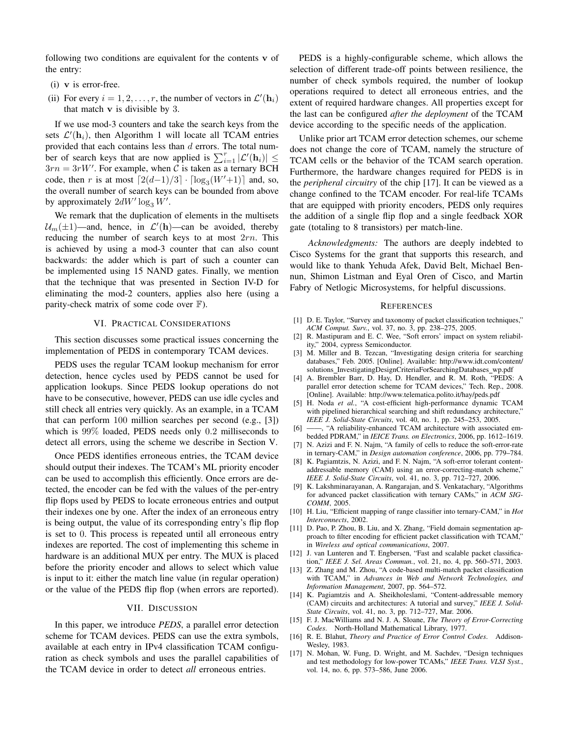following two conditions are equivalent for the contents $\mathbf{v}$ of the entry:

(i) $\mathbf{v}$ is error-free.

(ii) For every $i = 1, 2, \ldots, r$, the number of vectors in $\mathcal{L}'(\mathbf{h}_i)$ that match $\mathbf{v}$ is divisible by 3.

If we use mod-3 counters and take the search keys from the sets $\mathcal{L}'(\mathbf{h}_i)$, then Algorithm 1 will locate all TCAM entries provided that each contains less than $d$ errors. The total number of search keys that are now applied is $\sum_{i=1}^{r} |\mathcal{L}'(\mathbf{h}_i)| \leq 3rn = 3rW'$. For example, when $\mathcal{C}$ is taken as a ternary BCH code, then $r$ is at most $\lceil 2(d-1)/3 \rceil \cdot \lceil \log_3(W'+1) \rceil$ and, so, the overall number of search keys can be bounded from above by approximately $2dW' \log_3 W'$.

We remark that the duplication of elements in the multisets $\mathcal{U}_m(\pm 1)$—and, hence, in $\mathcal{L}'(\mathbf{h})$—can be avoided, thereby reducing the number of search keys to at most $2rn$. This is achieved by using a mod-3 counter that can also count backwards: the adder which is part of such a counter can be implemented using 15 NAND gates. Finally, we mention that the technique that was presented in Section IV-D for eliminating the mod-2 counters, applies also here (using a parity-check matrix of some code over $\mathbb{F}$).

## VI. Practical Considerations

This section discusses some practical issues concerning the implementation of PEDS in contemporary TCAM devices.

PEDS uses the regular TCAM lookup mechanism for error detection, hence cycles used by PEDS cannot be used for application lookups. Since PEDS lookup operations do not have to be consecutive, however, PEDS can use idle cycles and still check all entries very quickly. As an example, in a TCAM that can perform 100 million searches per second (e.g., [3]) which is 99% loaded, PEDS needs only 0.2 milliseconds to detect all errors, using the scheme we describe in Section V.

Once PEDS identifies erroneous entries, the TCAM device should output their indexes. The TCAM's ML priority encoder can be used to accomplish this efficiently. Once errors are detected, the encoder can be fed with the values of the per-entry flip flops used by PEDS to locate erroneous entries and output their indexes one by one. After the index of an erroneous entry is being output, the value of its corresponding entry's flip flop is set to 0. This process is repeated until all erroneous entry indexes are reported. The cost of implementing this scheme in hardware is an additional MUX per entry. The MUX is placed before the priority encoder and allows to select which value is input to it: either the match line value (in regular operation) or the value of the PEDS flip flop (when errors are reported).

## VII. Discussion

In this paper, we introduce *PEDS*, a parallel error detection scheme for TCAM devices. PEDS can use the extra symbols, available at each entry in IPv4 classification TCAM configuration as check symbols and uses the parallel capabilities of the TCAM device in order to detect *all* erroneous entries.

PEDS is a highly-configurable scheme, which allows the selection of different trade-off points between resilience, the number of check symbols required, the number of lookup operations required to detect all erroneous entries, and the extent of required hardware changes. All properties except for the last can be configured *after the deployment* of the TCAM device according to the specific needs of the application.

Unlike prior art TCAM error detection schemes, our scheme does not change the core of TCAM, namely the structure of TCAM cells or the behavior of the TCAM search operation. Furthermore, the hardware changes required for PEDS is in the *peripheral circuitry* of the chip [17]. It can be viewed as a change confined to the TCAM encoder. For real-life TCAMs that are equipped with priority encoders, PEDS only requires the addition of a single flip flop and a single feedback XOR gate (totaling to 8 transistors) per match-line.

*Acknowledgments:* The authors are deeply indebted to Cisco Systems for the grant that supports this research, and would like to thank Yehuda Afek, David Belt, Michael Bennun, Shimon Listman and Eyal Oren of Cisco, and Martin Fabry of Netlogic Microsystems, for helpful discussions.

## References

[1] D. E. Taylor, "Survey and taxonomy of packet classification techniques," *ACM Comput. Surv.*, vol. 37, no. 3, pp. 238–275, 2005.

[2] R. Mastipuram and E. C. Wee, "Soft errors' impact on system reliability," 2004, cypress Semiconductor.

[3] M. Miller and B. Tezcan, "Investigating design criteria for searching databases," Feb. 2005. [Online]. Available: http://www.idt.com/content/solutions_InvestigatingDesignCriteriaForSearchingDatabases_wp.pdf

[4] A. Brembler Barr, D. Hay, D. Hendler, and R. M. Roth, "PEDS: A parallel error detection scheme for TCAM devices," Tech. Rep., 2008. [Online]. Available: http://www.telematica.polito.it/hay/peds.pdf

[5] H. Noda *et al.*, "A cost-efficient high-performance dynamic TCAM with pipelined hierarchical searching and shift redundancy architecture," *IEEE J. Solid-State Circuits*, vol. 40, no. 1, pp. 245–253, 2005.

[6] ——, "A reliability-enhanced TCAM architecture with associated embedded PDRAM," in *IEICE Trans. on Electronics*, 2006, pp. 1612–1619.

[7] N. Azizi and F. N. Najm, "A family of cells to reduce the soft-error-rate in ternary-CAM," in *Design automation conference*, 2006, pp. 779–784.

[8] K. Pagiamtzis, N. Azizi, and F. N. Najm, "A soft-error tolerant content-addressable memory (CAM) using an error-correcting-match scheme," *IEEE J. Solid-State Circuits*, vol. 41, no. 3, pp. 712–727, 2006.

[9] K. Lakshminarayanan, A. Rangarajan, and S. Venkatachary, "Algorithms for advanced packet classification with ternary CAMs," in *ACM SIGCOMM*, 2005.

[10] H. Liu, "Efficient mapping of range classifier into ternary-CAM," in *Hot Interconnects*, 2002.

[11] D. Pao, P. Zhou, B. Liu, and X. Zhang, "Field domain segmentation approach to filter encoding for efficient packet classification with TCAM," in *Wireless and optical communications*, 2007.

[12] J. van Lunteren and T. Engbersen, "Fast and scalable packet classification," *IEEE J. Sel. Areas Commun.*, vol. 21, no. 4, pp. 560–571, 2003.

[13] Z. Zhang and M. Zhou, "A code-based multi-match packet classification with TCAM," in *Advances in Web and Network Technologies, and Information Management*, 2007, pp. 564–572.

[14] K. Pagiamtzis and A. Sheikholeslami, "Content-addressable memory (CAM) circuits and architectures: A tutorial and survey," *IEEE J. Solid-State Circuits*, vol. 41, no. 3, pp. 712–727, Mar. 2006.

[15] F. J. MacWilliams and N. J. A. Sloane, *The Theory of Error-Correcting Codes*. North-Holland Mathematical Library, 1977.

[16] R. E. Blahut, *Theory and Practice of Error Control Codes*. Addison-Wesley, 1983.

[17] N. Mohan, W. Fung, D. Wright, and M. Sachdev, "Design techniques and test methodology for low-power TCAMs," *IEEE Trans. VLSI Syst.*, vol. 14, no. 6, pp. 573–586, June 2006.